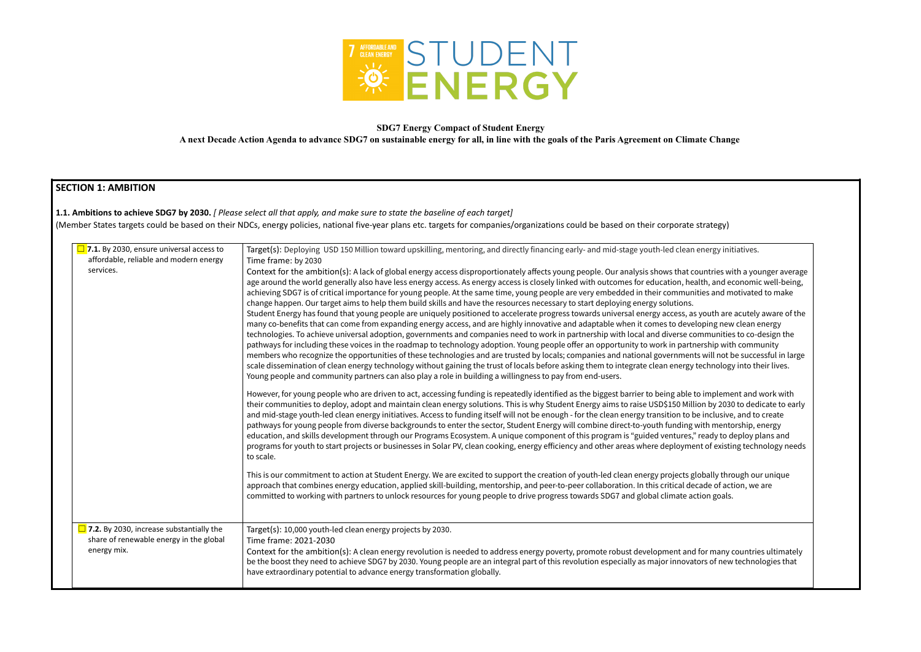**SDG7 Energy Compact of Student Energy**

**A next Decade Action Agenda to advance SDG7 on sustainable energy for all, in line with the goals of the Paris Agreement on Climate Change**

## SECTION 1: AMBITION

**1.1. Ambitions to achieve SDG7 by 2030.** *[ Please select all that apply, and make sure to state the baseline of each target]*

(Member States targets could be based on their NDCs, energy policies, national five-year plans etc. targets for companies/organizations could be based on their corporate strategy)

| | |
|---|---|
| ☐ **7.1.** By 2030, ensure universal access to affordable, reliable and modern energy services. | Target(s): Deploying USD 150 Million toward upskilling, mentoring, and directly financing early- and mid-stage youth-led clean energy initiatives.<br>Time frame: by 2030<br>Context for the ambition(s): A lack of global energy access disproportionately affects young people. Our analysis shows that countries with a younger average age around the world generally also have less energy access. As energy access is closely linked with outcomes for education, health, and economic well-being, achieving SDG7 is of critical importance for young people. At the same time, young people are very embedded in their communities and motivated to make change happen. Our target aims to help them build skills and have the resources necessary to start deploying energy solutions.<br>Student Energy has found that young people are uniquely positioned to accelerate progress towards universal energy access, as youth are acutely aware of the many co-benefits that can come from expanding energy access, and are highly innovative and adaptable when it comes to developing new clean energy technologies. To achieve universal adoption, governments and companies need to work in partnership with local and diverse communities to co-design the pathways for including these voices in the roadmap to technology adoption. Young people offer an opportunity to work in partnership with community members who recognize the opportunities of these technologies and are trusted by locals; companies and national governments will not be successful in large scale dissemination of clean energy technology without gaining the trust of locals before asking them to integrate clean energy technology into their lives. Young people and community partners can also play a role in building a willingness to pay from end-users.<br><br>However, for young people who are driven to act, accessing funding is repeatedly identified as the biggest barrier to being able to implement and work with their communities to deploy, adopt and maintain clean energy solutions. This is why Student Energy aims to raise USD$150 Million by 2030 to dedicate to early and mid-stage youth-led clean energy initiatives. Access to funding itself will not be enough - for the clean energy transition to be inclusive, and to create pathways for young people from diverse backgrounds to enter the sector, Student Energy will combine direct-to-youth funding with mentorship, energy education, and skills development through our Programs Ecosystem. A unique component of this program is "guided ventures," ready to deploy plans and programs for youth to start projects or businesses in Solar PV, clean cooking, energy efficiency and other areas where deployment of existing technology needs to scale.<br><br>This is our commitment to action at Student Energy. We are excited to support the creation of youth-led clean energy projects globally through our unique approach that combines energy education, applied skill-building, mentorship, and peer-to-peer collaboration. In this critical decade of action, we are committed to working with partners to unlock resources for young people to drive progress towards SDG7 and global climate action goals. |
| ☐ **7.2.** By 2030, increase substantially the share of renewable energy in the global energy mix. | Target(s): 10,000 youth-led clean energy projects by 2030.<br>Time frame: 2021-2030<br>Context for the ambition(s): A clean energy revolution is needed to address energy poverty, promote robust development and for many countries ultimately be the boost they need to achieve SDG7 by 2030. Young people are an integral part of this revolution especially as major innovators of new technologies that have extraordinary potential to advance energy transformation globally. |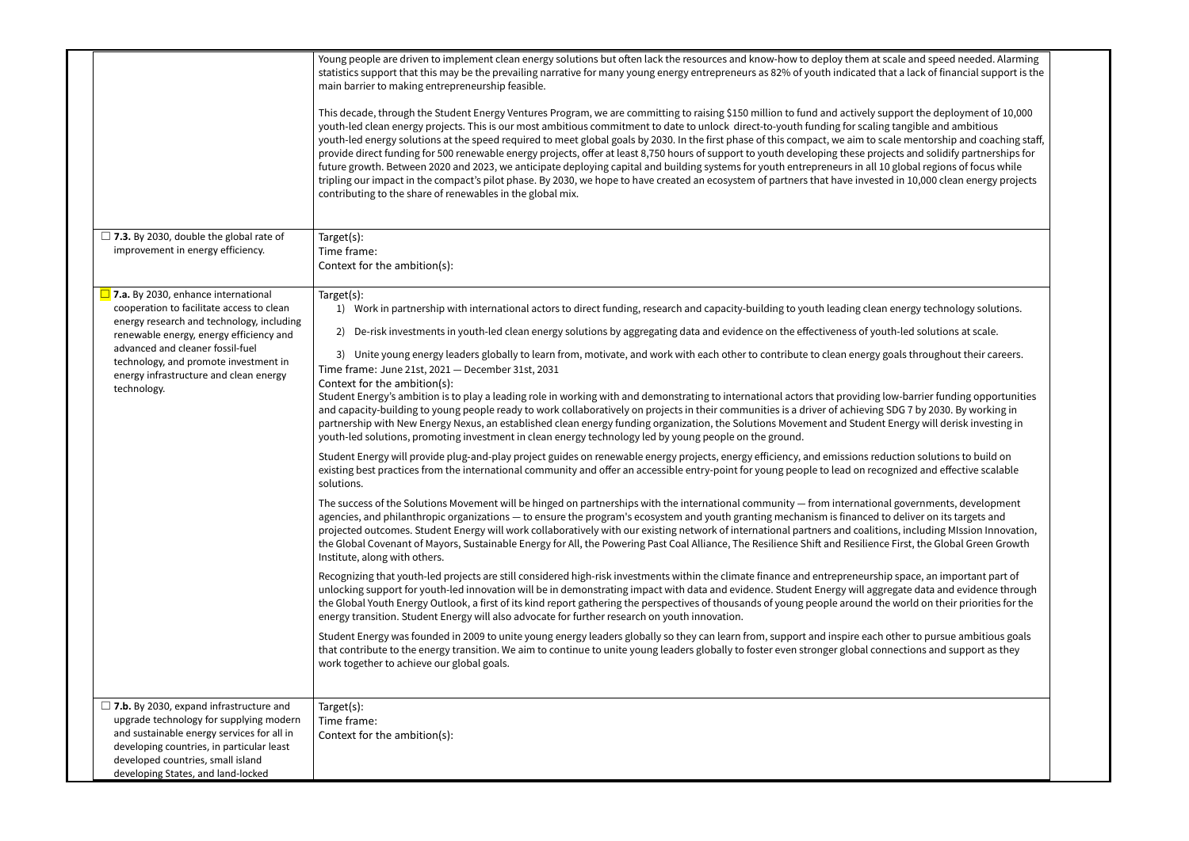| | |
|---|---|
| | Young people are driven to implement clean energy solutions but often lack the resources and know-how to deploy them at scale and speed needed. Alarming statistics support that this may be the prevailing narrative for many young energy entrepreneurs as 82% of youth indicated that a lack of financial support is the main barrier to making entrepreneurship feasible.<br><br>This decade, through the Student Energy Ventures Program, we are committing to raising $150 million to fund and actively support the deployment of 10,000 youth-led clean energy projects. This is our most ambitious commitment to date to unlock direct-to-youth funding for scaling tangible and ambitious youth-led energy solutions at the speed required to meet global goals by 2030. In the first phase of this compact, we aim to scale mentorship and coaching staff, provide direct funding for 500 renewable energy projects, offer at least 8,750 hours of support to youth developing these projects and solidify partnerships for future growth. Between 2020 and 2023, we anticipate deploying capital and building systems for youth entrepreneurs in all 10 global regions of focus while tripling our impact in the compact's pilot phase. By 2030, we hope to have created an ecosystem of partners that have invested in 10,000 clean energy projects contributing to the share of renewables in the global mix. |
| ☐ **7.3.** By 2030, double the global rate of improvement in energy efficiency. | Target(s):<br>Time frame:<br>Context for the ambition(s): |
| ☐ **7.a.** By 2030, enhance international cooperation to facilitate access to clean energy research and technology, including renewable energy, energy efficiency and advanced and cleaner fossil-fuel technology, and promote investment in energy infrastructure and clean energy technology. | Target(s):<br>1) Work in partnership with international actors to direct funding, research and capacity-building to youth leading clean energy technology solutions.<br>2) De-risk investments in youth-led clean energy solutions by aggregating data and evidence on the effectiveness of youth-led solutions at scale.<br>3) Unite young energy leaders globally to learn from, motivate, and work with each other to contribute to clean energy goals throughout their careers.<br>Time frame: June 21st, 2021 — December 31st, 2031<br>Context for the ambition(s):<br>Student Energy's ambition is to play a leading role in working with and demonstrating to international actors that providing low-barrier funding opportunities and capacity-building to young people ready to work collaboratively on projects in their communities is a driver of achieving SDG 7 by 2030. By working in partnership with New Energy Nexus, an established clean energy funding organization, the Solutions Movement and Student Energy will derisk investing in youth-led solutions, promoting investment in clean energy technology led by young people on the ground.<br><br>Student Energy will provide plug-and-play project guides on renewable energy projects, energy efficiency, and emissions reduction solutions to build on existing best practices from the international community and offer an accessible entry-point for young people to lead on recognized and effective scalable solutions.<br><br>The success of the Solutions Movement will be hinged on partnerships with the international community — from international governments, development agencies, and philanthropic organizations — to ensure the program's ecosystem and youth granting mechanism is financed to deliver on its targets and projected outcomes. Student Energy will work collaboratively with our existing network of international partners and coalitions, including MIssion Innovation, the Global Covenant of Mayors, Sustainable Energy for All, the Powering Past Coal Alliance, The Resilience Shift and Resilience First, the Global Green Growth Institute, along with others.<br><br>Recognizing that youth-led projects are still considered high-risk investments within the climate finance and entrepreneurship space, an important part of unlocking support for youth-led innovation will be in demonstrating impact with data and evidence. Student Energy will aggregate data and evidence through the Global Youth Energy Outlook, a first of its kind report gathering the perspectives of thousands of young people around the world on their priorities for the energy transition. Student Energy will also advocate for further research on youth innovation.<br><br>Student Energy was founded in 2009 to unite young energy leaders globally so they can learn from, support and inspire each other to pursue ambitious goals that contribute to the energy transition. We aim to continue to unite young leaders globally to foster even stronger global connections and support as they work together to achieve our global goals. |
| ☐ **7.b.** By 2030, expand infrastructure and upgrade technology for supplying modern and sustainable energy services for all in developing countries, in particular least developed countries, small island developing States, and land-locked | Target(s):<br>Time frame:<br>Context for the ambition(s): |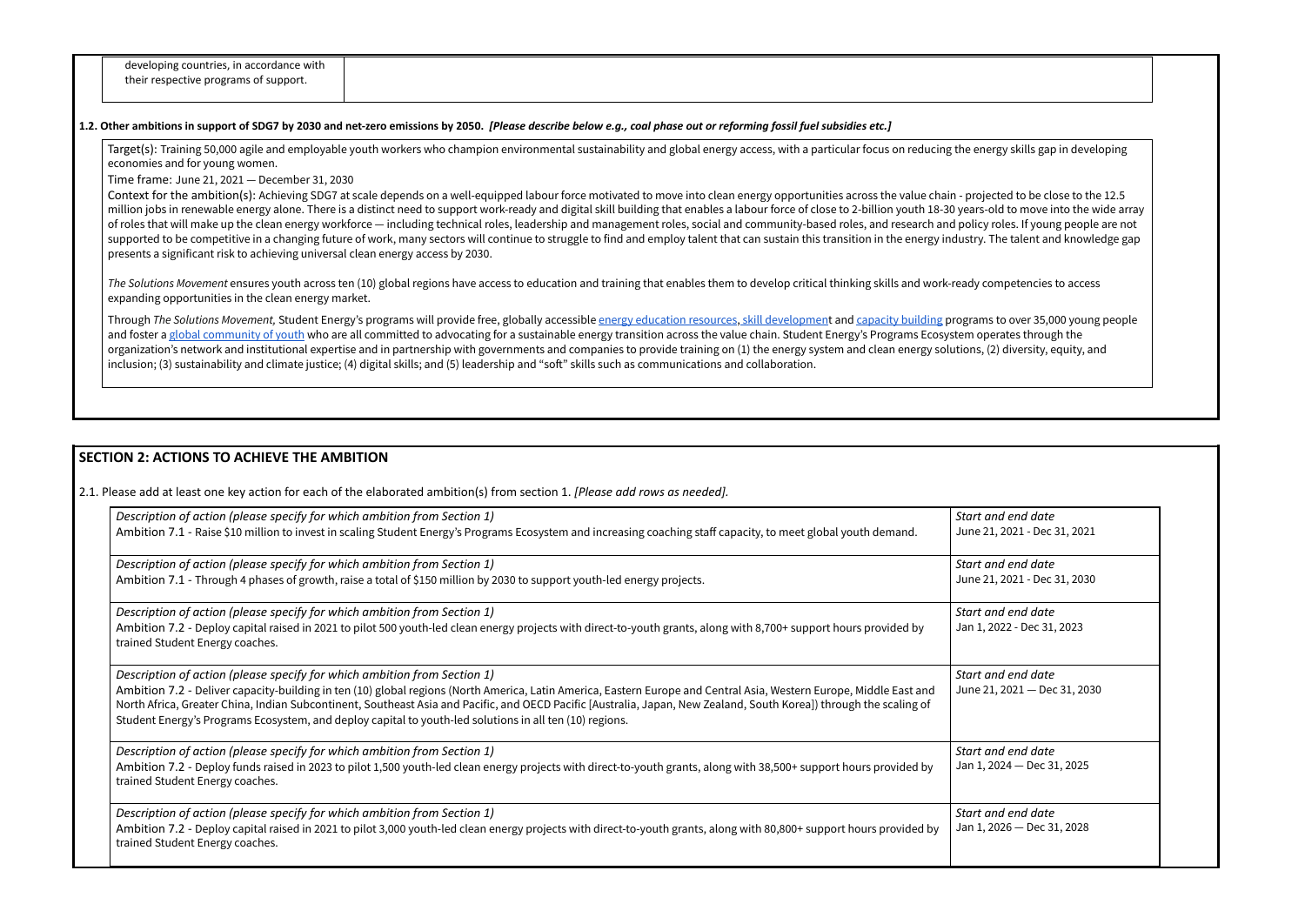| developing countries, in accordance with their respective programs of support. | |
|---|---|

**1.2. Other ambitions in support of SDG7 by 2030 and net-zero emissions by 2050.** ***[Please describe below e.g., coal phase out or reforming fossil fuel subsidies etc.]***

Target(s): Training 50,000 agile and employable youth workers who champion environmental sustainability and global energy access, with a particular focus on reducing the energy skills gap in developing economies and for young women.

Time frame: June 21, 2021 — December 31, 2030

Context for the ambition(s): Achieving SDG7 at scale depends on a well-equipped labour force motivated to move into clean energy opportunities across the value chain - projected to be close to the 12.5 million jobs in renewable energy alone. There is a distinct need to support work-ready and digital skill building that enables a labour force of close to 2-billion youth 18-30 years-old to move into the wide array of roles that will make up the clean energy workforce — including technical roles, leadership and management roles, social and community-based roles, and research and policy roles. If young people are not supported to be competitive in a changing future of work, many sectors will continue to struggle to find and employ talent that can sustain this transition in the energy industry. The talent and knowledge gap presents a significant risk to achieving universal clean energy access by 2030.

*The Solutions Movement* ensures youth across ten (10) global regions have access to education and training that enables them to develop critical thinking skills and work-ready competencies to access expanding opportunities in the clean energy market.

Through *The Solutions Movement,* Student Energy's programs will provide free, globally accessible energy education resources, skill development and capacity building programs to over 35,000 young people and foster a global community of youth who are all committed to advocating for a sustainable energy transition across the value chain. Student Energy's Programs Ecosystem operates through the organization's network and institutional expertise and in partnership with governments and companies to provide training on (1) the energy system and clean energy solutions, (2) diversity, equity, and inclusion; (3) sustainability and climate justice; (4) digital skills; and (5) leadership and "soft" skills such as communications and collaboration.

## SECTION 2: ACTIONS TO ACHIEVE THE AMBITION

2.1. Please add at least one key action for each of the elaborated ambition(s) from section 1. *[Please add rows as needed].*

| *Description of action (please specify for which ambition from Section 1)* | *Start and end date* |
|---|---|
| Ambition 7.1 - Raise $10 million to invest in scaling Student Energy's Programs Ecosystem and increasing coaching staff capacity, to meet global youth demand. | June 21, 2021 - Dec 31, 2021 |
| *Description of action (please specify for which ambition from Section 1)*<br>Ambition 7.1 - Through 4 phases of growth, raise a total of $150 million by 2030 to support youth-led energy projects. | *Start and end date*<br>June 21, 2021 - Dec 31, 2030 |
| *Description of action (please specify for which ambition from Section 1)*<br>Ambition 7.2 - Deploy capital raised in 2021 to pilot 500 youth-led clean energy projects with direct-to-youth grants, along with 8,700+ support hours provided by trained Student Energy coaches. | *Start and end date*<br>Jan 1, 2022 - Dec 31, 2023 |
| *Description of action (please specify for which ambition from Section 1)*<br>Ambition 7.2 - Deliver capacity-building in ten (10) global regions (North America, Latin America, Eastern Europe and Central Asia, Western Europe, Middle East and North Africa, Greater China, Indian Subcontinent, Southeast Asia and Pacific, and OECD Pacific [Australia, Japan, New Zealand, South Korea]) through the scaling of Student Energy's Programs Ecosystem, and deploy capital to youth-led solutions in all ten (10) regions. | *Start and end date*<br>June 21, 2021 — Dec 31, 2030 |
| *Description of action (please specify for which ambition from Section 1)*<br>Ambition 7.2 - Deploy funds raised in 2023 to pilot 1,500 youth-led clean energy projects with direct-to-youth grants, along with 38,500+ support hours provided by trained Student Energy coaches. | *Start and end date*<br>Jan 1, 2024 — Dec 31, 2025 |
| *Description of action (please specify for which ambition from Section 1)*<br>Ambition 7.2 - Deploy capital raised in 2021 to pilot 3,000 youth-led clean energy projects with direct-to-youth grants, along with 80,800+ support hours provided by trained Student Energy coaches. | *Start and end date*<br>Jan 1, 2026 — Dec 31, 2028 |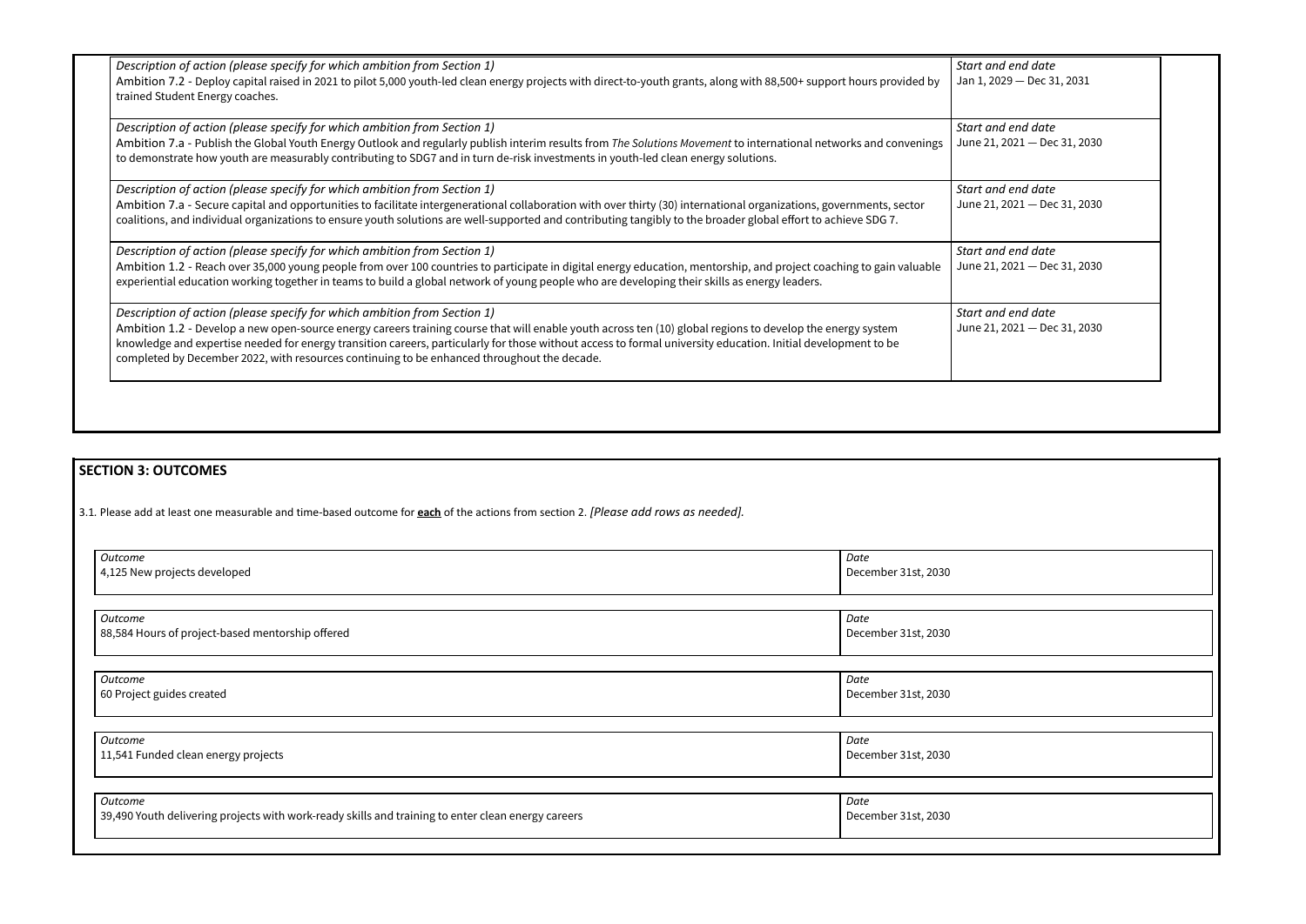| *Description of action (please specify for which ambition from Section 1)* | *Start and end date* |
|---|---|
| Ambition 7.2 - Deploy capital raised in 2021 to pilot 5,000 youth-led clean energy projects with direct-to-youth grants, along with 88,500+ support hours provided by trained Student Energy coaches. | Jan 1, 2029 — Dec 31, 2031 |
| *Description of action (please specify for which ambition from Section 1)*<br>Ambition 7.a - Publish the Global Youth Energy Outlook and regularly publish interim results from *The Solutions Movement* to international networks and convenings to demonstrate how youth are measurably contributing to SDG7 and in turn de-risk investments in youth-led clean energy solutions. | *Start and end date*<br>June 21, 2021 — Dec 31, 2030 |
| *Description of action (please specify for which ambition from Section 1)*<br>Ambition 7.a - Secure capital and opportunities to facilitate intergenerational collaboration with over thirty (30) international organizations, governments, sector coalitions, and individual organizations to ensure youth solutions are well-supported and contributing tangibly to the broader global effort to achieve SDG 7. | *Start and end date*<br>June 21, 2021 — Dec 31, 2030 |
| *Description of action (please specify for which ambition from Section 1)*<br>Ambition 1.2 - Reach over 35,000 young people from over 100 countries to participate in digital energy education, mentorship, and project coaching to gain valuable experiential education working together in teams to build a global network of young people who are developing their skills as energy leaders. | *Start and end date*<br>June 21, 2021 — Dec 31, 2030 |
| *Description of action (please specify for which ambition from Section 1)*<br>Ambition 1.2 - Develop a new open-source energy careers training course that will enable youth across ten (10) global regions to develop the energy system knowledge and expertise needed for energy transition careers, particularly for those without access to formal university education. Initial development to be completed by December 2022, with resources continuing to be enhanced throughout the decade. | *Start and end date*<br>June 21, 2021 — Dec 31, 2030 |

## SECTION 3: OUTCOMES

3.1. Please add at least one measurable and time-based outcome for **each** of the actions from section 2. *[Please add rows as needed].*

| *Outcome* | *Date* |
|---|---|
| 4,125 New projects developed | December 31st, 2030 |
| 88,584 Hours of project-based mentorship offered | December 31st, 2030 |
| 60 Project guides created | December 31st, 2030 |
| 11,541 Funded clean energy projects | December 31st, 2030 |
| 39,490 Youth delivering projects with work-ready skills and training to enter clean energy careers | December 31st, 2030 |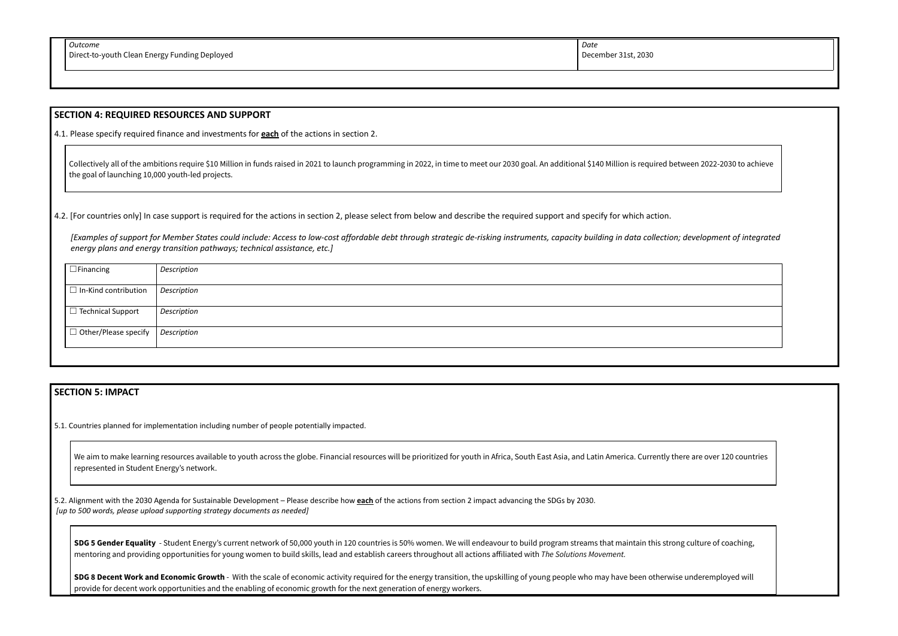| *Outcome* | *Date* |
|---|---|
| Direct-to-youth Clean Energy Funding Deployed | December 31st, 2030 |

## SECTION 4: REQUIRED RESOURCES AND SUPPORT

4.1. Please specify required finance and investments for **each** of the actions in section 2.

Collectively all of the ambitions require $10 Million in funds raised in 2021 to launch programming in 2022, in time to meet our 2030 goal. An additional $140 Million is required between 2022-2030 to achieve the goal of launching 10,000 youth-led projects.

4.2. [For countries only] In case support is required for the actions in section 2, please select from below and describe the required support and specify for which action.

*[Examples of support for Member States could include: Access to low-cost affordable debt through strategic de-risking instruments, capacity building in data collection; development of integrated energy plans and energy transition pathways; technical assistance, etc.]*

| | |
|---|---|
| ☐ Financing | *Description* |
| ☐ In-Kind contribution | *Description* |
| ☐ Technical Support | *Description* |
| ☐ Other/Please specify | *Description* |

## SECTION 5: IMPACT

5.1. Countries planned for implementation including number of people potentially impacted.

We aim to make learning resources available to youth across the globe. Financial resources will be prioritized for youth in Africa, South East Asia, and Latin America. Currently there are over 120 countries represented in Student Energy's network.

5.2. Alignment with the 2030 Agenda for Sustainable Development – Please describe how **each** of the actions from section 2 impact advancing the SDGs by 2030.
*[up to 500 words, please upload supporting strategy documents as needed]*

**SDG 5 Gender Equality** - Student Energy's current network of 50,000 youth in 120 countries is 50% women. We will endeavour to build program streams that maintain this strong culture of coaching, mentoring and providing opportunities for young women to build skills, lead and establish careers throughout all actions affiliated with *The Solutions Movement.*

**SDG 8 Decent Work and Economic Growth** - With the scale of economic activity required for the energy transition, the upskilling of young people who may have been otherwise underemployed will provide for decent work opportunities and the enabling of economic growth for the next generation of energy workers.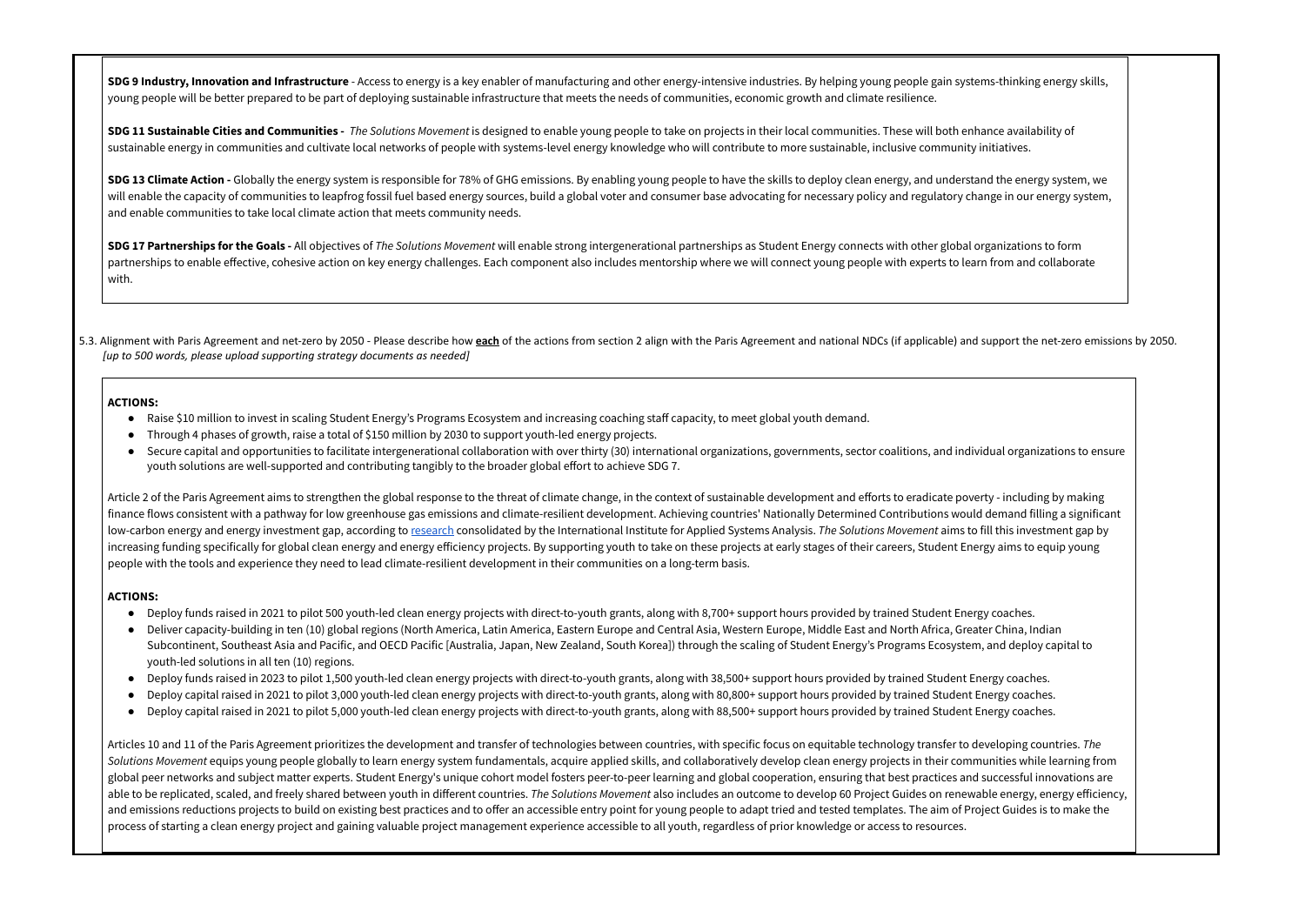**SDG 9 Industry, Innovation and Infrastructure** - Access to energy is a key enabler of manufacturing and other energy-intensive industries. By helping young people gain systems-thinking energy skills, young people will be better prepared to be part of deploying sustainable infrastructure that meets the needs of communities, economic growth and climate resilience.

**SDG 11 Sustainable Cities and Communities -** *The Solutions Movement* is designed to enable young people to take on projects in their local communities. These will both enhance availability of sustainable energy in communities and cultivate local networks of people with systems-level energy knowledge who will contribute to more sustainable, inclusive community initiatives.

**SDG 13 Climate Action -** Globally the energy system is responsible for 78% of GHG emissions. By enabling young people to have the skills to deploy clean energy, and understand the energy system, we will enable the capacity of communities to leapfrog fossil fuel based energy sources, build a global voter and consumer base advocating for necessary policy and regulatory change in our energy system, and enable communities to take local climate action that meets community needs.

**SDG 17 Partnerships for the Goals -** All objectives of *The Solutions Movement* will enable strong intergenerational partnerships as Student Energy connects with other global organizations to form partnerships to enable effective, cohesive action on key energy challenges. Each component also includes mentorship where we will connect young people with experts to learn from and collaborate with.

5.3. Alignment with Paris Agreement and net-zero by 2050 - Please describe how **each** of the actions from section 2 align with the Paris Agreement and national NDCs (if applicable) and support the net-zero emissions by 2050. *[up to 500 words, please upload supporting strategy documents as needed]*

**ACTIONS:**

- Raise $10 million to invest in scaling Student Energy's Programs Ecosystem and increasing coaching staff capacity, to meet global youth demand.
- Through 4 phases of growth, raise a total of $150 million by 2030 to support youth-led energy projects.
- Secure capital and opportunities to facilitate intergenerational collaboration with over thirty (30) international organizations, governments, sector coalitions, and individual organizations to ensure youth solutions are well-supported and contributing tangibly to the broader global effort to achieve SDG 7.

Article 2 of the Paris Agreement aims to strengthen the global response to the threat of climate change, in the context of sustainable development and efforts to eradicate poverty - including by making finance flows consistent with a pathway for low greenhouse gas emissions and climate-resilient development. Achieving countries' Nationally Determined Contributions would demand filling a significant low-carbon energy and energy investment gap, according to research consolidated by the International Institute for Applied Systems Analysis. *The Solutions Movement* aims to fill this investment gap by increasing funding specifically for global clean energy and energy efficiency projects. By supporting youth to take on these projects at early stages of their careers, Student Energy aims to equip young people with the tools and experience they need to lead climate-resilient development in their communities on a long-term basis.

**ACTIONS:**

- Deploy funds raised in 2021 to pilot 500 youth-led clean energy projects with direct-to-youth grants, along with 8,700+ support hours provided by trained Student Energy coaches.
- Deliver capacity-building in ten (10) global regions (North America, Latin America, Eastern Europe and Central Asia, Western Europe, Middle East and North Africa, Greater China, Indian Subcontinent, Southeast Asia and Pacific, and OECD Pacific [Australia, Japan, New Zealand, South Korea]) through the scaling of Student Energy's Programs Ecosystem, and deploy capital to youth-led solutions in all ten (10) regions.
- Deploy funds raised in 2023 to pilot 1,500 youth-led clean energy projects with direct-to-youth grants, along with 38,500+ support hours provided by trained Student Energy coaches.
- Deploy capital raised in 2021 to pilot 3,000 youth-led clean energy projects with direct-to-youth grants, along with 80,800+ support hours provided by trained Student Energy coaches.
- Deploy capital raised in 2021 to pilot 5,000 youth-led clean energy projects with direct-to-youth grants, along with 88,500+ support hours provided by trained Student Energy coaches.

Articles 10 and 11 of the Paris Agreement prioritizes the development and transfer of technologies between countries, with specific focus on equitable technology transfer to developing countries. *The Solutions Movement* equips young people globally to learn energy system fundamentals, acquire applied skills, and collaboratively develop clean energy projects in their communities while learning from global peer networks and subject matter experts. Student Energy's unique cohort model fosters peer-to-peer learning and global cooperation, ensuring that best practices and successful innovations are able to be replicated, scaled, and freely shared between youth in different countries. *The Solutions Movement* also includes an outcome to develop 60 Project Guides on renewable energy, energy efficiency, and emissions reductions projects to build on existing best practices and to offer an accessible entry point for young people to adapt tried and tested templates. The aim of Project Guides is to make the process of starting a clean energy project and gaining valuable project management experience accessible to all youth, regardless of prior knowledge or access to resources.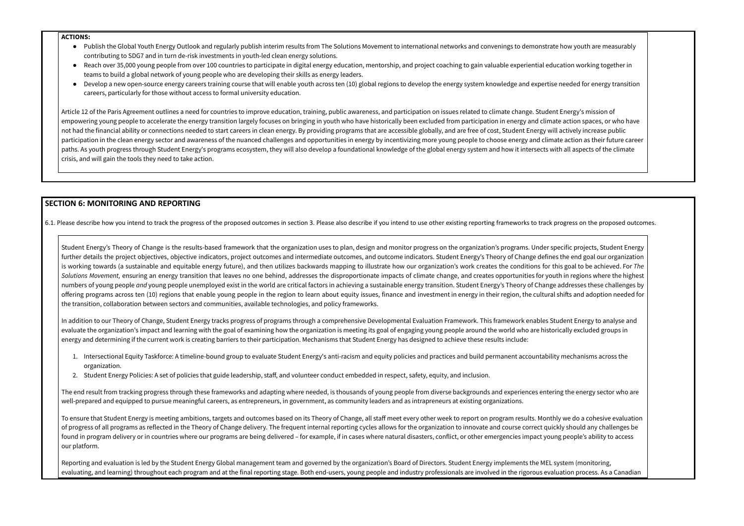**ACTIONS:**

- Publish the Global Youth Energy Outlook and regularly publish interim results from The Solutions Movement to international networks and convenings to demonstrate how youth are measurably contributing to SDG7 and in turn de-risk investments in youth-led clean energy solutions.
- Reach over 35,000 young people from over 100 countries to participate in digital energy education, mentorship, and project coaching to gain valuable experiential education working together in teams to build a global network of young people who are developing their skills as energy leaders.
- Develop a new open-source energy careers training course that will enable youth across ten (10) global regions to develop the energy system knowledge and expertise needed for energy transition careers, particularly for those without access to formal university education.

Article 12 of the Paris Agreement outlines a need for countries to improve education, training, public awareness, and participation on issues related to climate change. Student Energy's mission of empowering young people to accelerate the energy transition largely focuses on bringing in youth who have historically been excluded from participation in energy and climate action spaces, or who have not had the financial ability or connections needed to start careers in clean energy. By providing programs that are accessible globally, and are free of cost, Student Energy will actively increase public participation in the clean energy sector and awareness of the nuanced challenges and opportunities in energy by incentivizing more young people to choose energy and climate action as their future career paths. As youth progress through Student Energy's programs ecosystem, they will also develop a foundational knowledge of the global energy system and how it intersects with all aspects of the climate crisis, and will gain the tools they need to take action.

## SECTION 6: MONITORING AND REPORTING

6.1. Please describe how you intend to track the progress of the proposed outcomes in section 3. Please also describe if you intend to use other existing reporting frameworks to track progress on the proposed outcomes.

Student Energy's Theory of Change is the results-based framework that the organization uses to plan, design and monitor progress on the organization's programs. Under specific projects, Student Energy further details the project objectives, objective indicators, project outcomes and intermediate outcomes, and outcome indicators. Student Energy's Theory of Change defines the end goal our organization is working towards (a sustainable and equitable energy future), and then utilizes backwards mapping to illustrate how our organization's work creates the conditions for this goal to be achieved. For *The Solutions Movement,* ensuring an energy transition that leaves no one behind, addresses the disproportionate impacts of climate change, and creates opportunities for youth in regions where the highest numbers of young people *and* young people unemployed exist in the world are critical factors in achieving a sustainable energy transition. Student Energy's Theory of Change addresses these challenges by offering programs across ten (10) regions that enable young people in the region to learn about equity issues, finance and investment in energy in their region, the cultural shifts and adoption needed for the transition, collaboration between sectors and communities, available technologies, and policy frameworks.

In addition to our Theory of Change, Student Energy tracks progress of programs through a comprehensive Developmental Evaluation Framework. This framework enables Student Energy to analyse and evaluate the organization's impact and learning with the goal of examining how the organization is meeting its goal of engaging young people around the world who are historically excluded groups in energy and determining if the current work is creating barriers to their participation. Mechanisms that Student Energy has designed to achieve these results include:

1. Intersectional Equity Taskforce: A timeline-bound group to evaluate Student Energy's anti-racism and equity policies and practices and build permanent accountability mechanisms across the organization.
2. Student Energy Policies: A set of policies that guide leadership, staff, and volunteer conduct embedded in respect, safety, equity, and inclusion.

The end result from tracking progress through these frameworks and adapting where needed, is thousands of young people from diverse backgrounds and experiences entering the energy sector who are well-prepared and equipped to pursue meaningful careers, as entrepreneurs, in government, as community leaders and as intrapreneurs at existing organizations.

To ensure that Student Energy is meeting ambitions, targets and outcomes based on its Theory of Change, all staff meet every other week to report on program results. Monthly we do a cohesive evaluation of progress of all programs as reflected in the Theory of Change delivery. The frequent internal reporting cycles allows for the organization to innovate and course correct quickly should any challenges be found in program delivery or in countries where our programs are being delivered – for example, if in cases where natural disasters, conflict, or other emergencies impact young people's ability to access our platform.

Reporting and evaluation is led by the Student Energy Global management team and governed by the organization's Board of Directors. Student Energy implements the MEL system (monitoring, evaluating, and learning) throughout each program and at the final reporting stage. Both end-users, young people and industry professionals are involved in the rigorous evaluation process. As a Canadian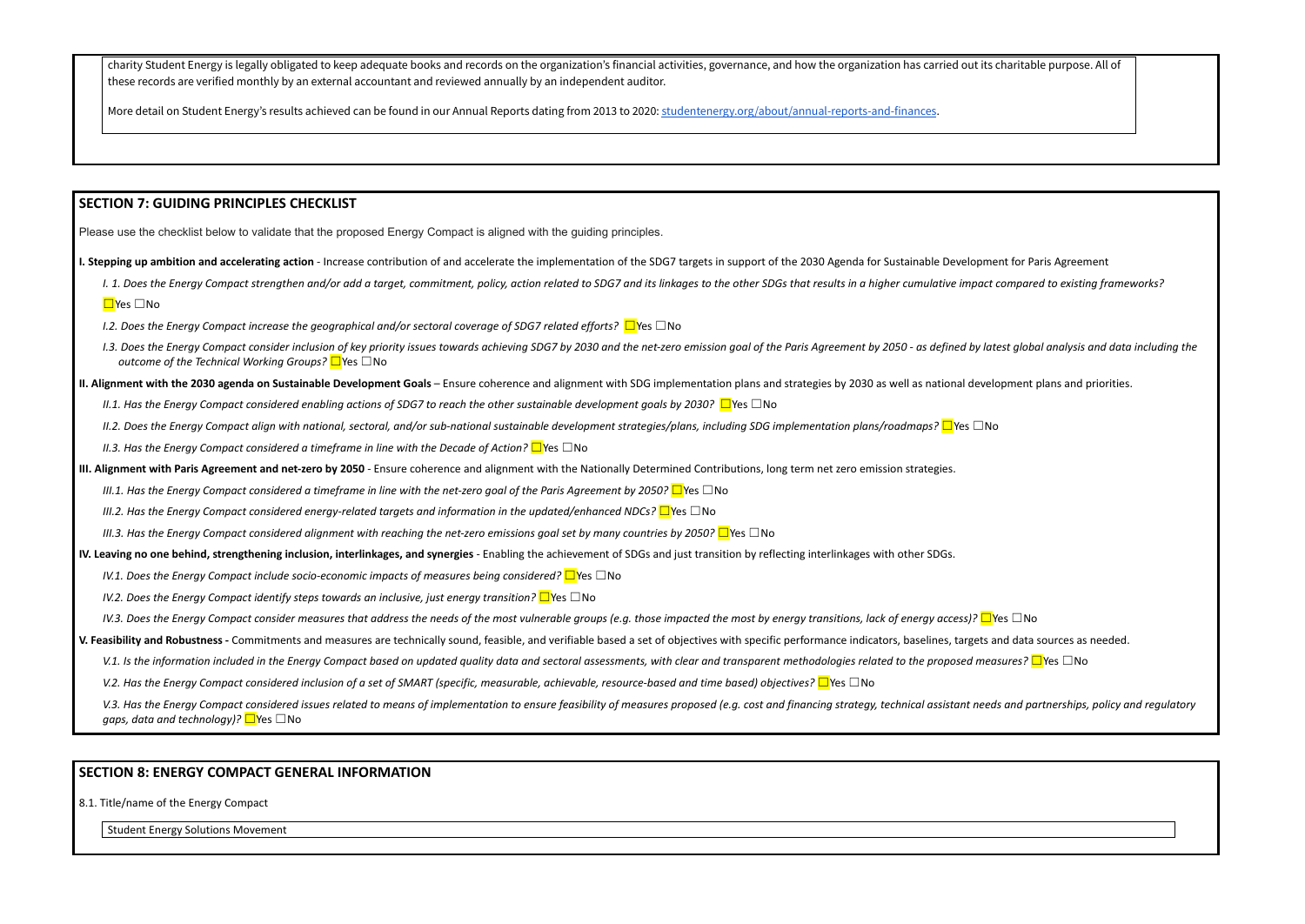charity Student Energy is legally obligated to keep adequate books and records on the organization's financial activities, governance, and how the organization has carried out its charitable purpose. All of these records are verified monthly by an external accountant and reviewed annually by an independent auditor.

More detail on Student Energy's results achieved can be found in our Annual Reports dating from 2013 to 2020: studentenergy.org/about/annual-reports-and-finances.

## SECTION 7: GUIDING PRINCIPLES CHECKLIST

Please use the checklist below to validate that the proposed Energy Compact is aligned with the guiding principles.

**I. Stepping up ambition and accelerating action** - Increase contribution of and accelerate the implementation of the SDG7 targets in support of the 2030 Agenda for Sustainable Development for Paris Agreement

*I. 1. Does the Energy Compact strengthen and/or add a target, commitment, policy, action related to SDG7 and its linkages to the other SDGs that results in a higher cumulative impact compared to existing frameworks?* ☐Yes ☐No

*I.2. Does the Energy Compact increase the geographical and/or sectoral coverage of SDG7 related efforts?* ☐Yes ☐No

*I.3. Does the Energy Compact consider inclusion of key priority issues towards achieving SDG7 by 2030 and the net-zero emission goal of the Paris Agreement by 2050 - as defined by latest global analysis and data including the outcome of the Technical Working Groups?* ☐Yes ☐No

**II. Alignment with the 2030 agenda on Sustainable Development Goals** – Ensure coherence and alignment with SDG implementation plans and strategies by 2030 as well as national development plans and priorities.

*II.1. Has the Energy Compact considered enabling actions of SDG7 to reach the other sustainable development goals by 2030?* ☐Yes ☐No

*II.2. Does the Energy Compact align with national, sectoral, and/or sub-national sustainable development strategies/plans, including SDG implementation plans/roadmaps?* ☐Yes ☐No

*II.3. Has the Energy Compact considered a timeframe in line with the Decade of Action?* ☐Yes ☐No

**III. Alignment with Paris Agreement and net-zero by 2050** - Ensure coherence and alignment with the Nationally Determined Contributions, long term net zero emission strategies.

*III.1. Has the Energy Compact considered a timeframe in line with the net-zero goal of the Paris Agreement by 2050?* ☐Yes ☐No

*III.2. Has the Energy Compact considered energy-related targets and information in the updated/enhanced NDCs?* ☐Yes ☐No

*III.3. Has the Energy Compact considered alignment with reaching the net-zero emissions goal set by many countries by 2050?* ☐Yes ☐No

**IV. Leaving no one behind, strengthening inclusion, interlinkages, and synergies** - Enabling the achievement of SDGs and just transition by reflecting interlinkages with other SDGs.

*IV.1. Does the Energy Compact include socio-economic impacts of measures being considered?* ☐Yes ☐No

*IV.2. Does the Energy Compact identify steps towards an inclusive, just energy transition?* ☐Yes ☐No

*IV.3. Does the Energy Compact consider measures that address the needs of the most vulnerable groups (e.g. those impacted the most by energy transitions, lack of energy access)?* ☐Yes ☐No

**V. Feasibility and Robustness -** Commitments and measures are technically sound, feasible, and verifiable based a set of objectives with specific performance indicators, baselines, targets and data sources as needed.

*V.1. Is the information included in the Energy Compact based on updated quality data and sectoral assessments, with clear and transparent methodologies related to the proposed measures?* ☐Yes ☐No

*V.2. Has the Energy Compact considered inclusion of a set of SMART (specific, measurable, achievable, resource-based and time based) objectives?* ☐Yes ☐No

*V.3. Has the Energy Compact considered issues related to means of implementation to ensure feasibility of measures proposed (e.g. cost and financing strategy, technical assistant needs and partnerships, policy and regulatory gaps, data and technology)?* ☐Yes ☐No

## SECTION 8: ENERGY COMPACT GENERAL INFORMATION

8.1. Title/name of the Energy Compact

Student Energy Solutions Movement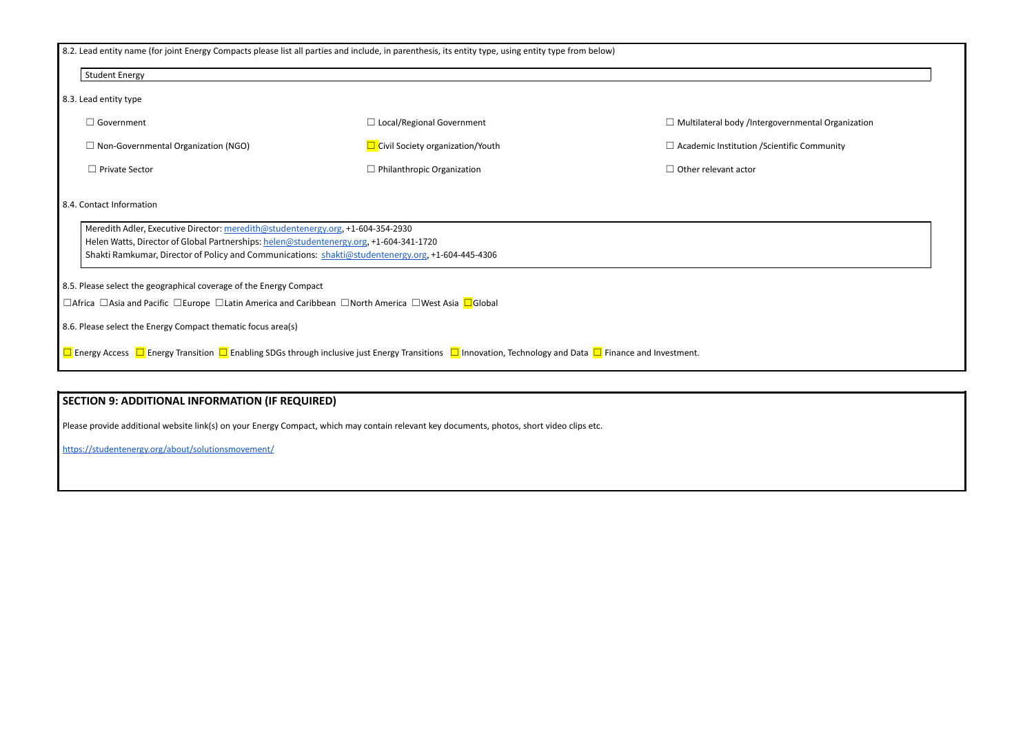8.2. Lead entity name (for joint Energy Compacts please list all parties and include, in parenthesis, its entity type, using entity type from below)

Student Energy

8.3. Lead entity type

| | | |
|---|---|---|
| ☐ Government | ☐ Local/Regional Government | ☐ Multilateral body /Intergovernmental Organization |
| ☐ Non-Governmental Organization (NGO) | ☐ Civil Society organization/Youth | ☐ Academic Institution /Scientific Community |
| ☐ Private Sector | ☐ Philanthropic Organization | ☐ Other relevant actor |

8.4. Contact Information

Meredith Adler, Executive Director: meredith@studentenergy.org, +1-604-354-2930
Helen Watts, Director of Global Partnerships: helen@studentenergy.org, +1-604-341-1720
Shakti Ramkumar, Director of Policy and Communications: shakti@studentenergy.org, +1-604-445-4306

8.5. Please select the geographical coverage of the Energy Compact

☐Africa ☐Asia and Pacific ☐Europe ☐Latin America and Caribbean ☐North America ☐West Asia ☐Global

8.6. Please select the Energy Compact thematic focus area(s)

☐ Energy Access ☐ Energy Transition ☐ Enabling SDGs through inclusive just Energy Transitions ☐ Innovation, Technology and Data ☐ Finance and Investment.

## SECTION 9: ADDITIONAL INFORMATION (IF REQUIRED)

Please provide additional website link(s) on your Energy Compact, which may contain relevant key documents, photos, short video clips etc.

https://studentenergy.org/about/solutionsmovement/